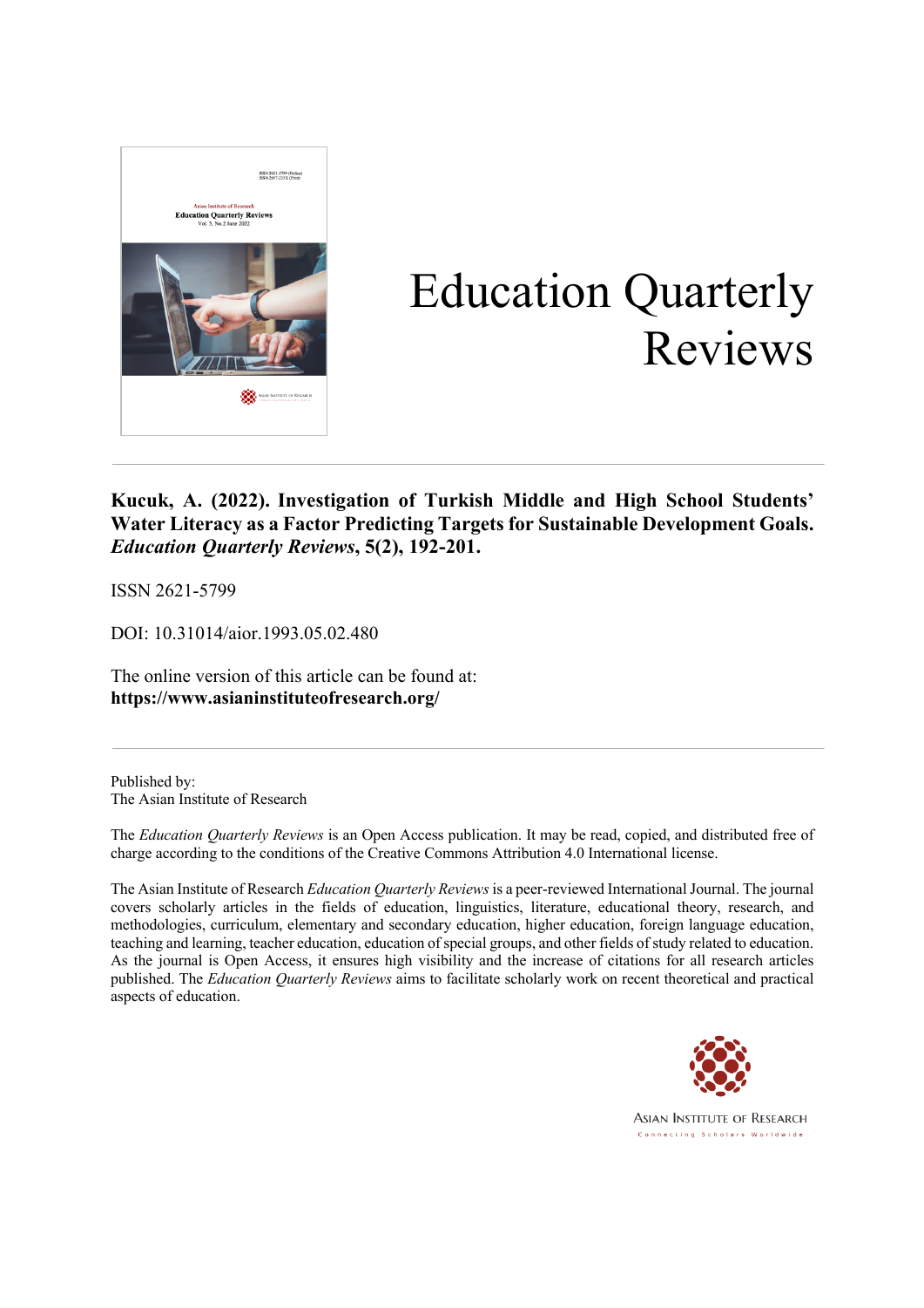# Education Quarterly Reviews

**Kucuk, A. (2022). Investigation of Turkish Middle and High School Students' Water Literacy as a Factor Predicting Targets for Sustainable Development Goals. *Education Quarterly Reviews*, 5(2), 192-201.**

ISSN 2621-5799

DOI: 10.31014/aior.1993.05.02.480

The online version of this article can be found at:
**https://www.asianinstituteofresearch.org/**

Published by:
The Asian Institute of Research

The *Education Quarterly Reviews* is an Open Access publication. It may be read, copied, and distributed free of charge according to the conditions of the Creative Commons Attribution 4.0 International license.

The Asian Institute of Research *Education Quarterly Reviews* is a peer-reviewed International Journal. The journal covers scholarly articles in the fields of education, linguistics, literature, educational theory, research, and methodologies, curriculum, elementary and secondary education, higher education, foreign language education, teaching and learning, teacher education, education of special groups, and other fields of study related to education. As the journal is Open Access, it ensures high visibility and the increase of citations for all research articles published. The *Education Quarterly Reviews* aims to facilitate scholarly work on recent theoretical and practical aspects of education.

ASIAN INSTITUTE OF RESEARCH
Connecting Scholars Worldwide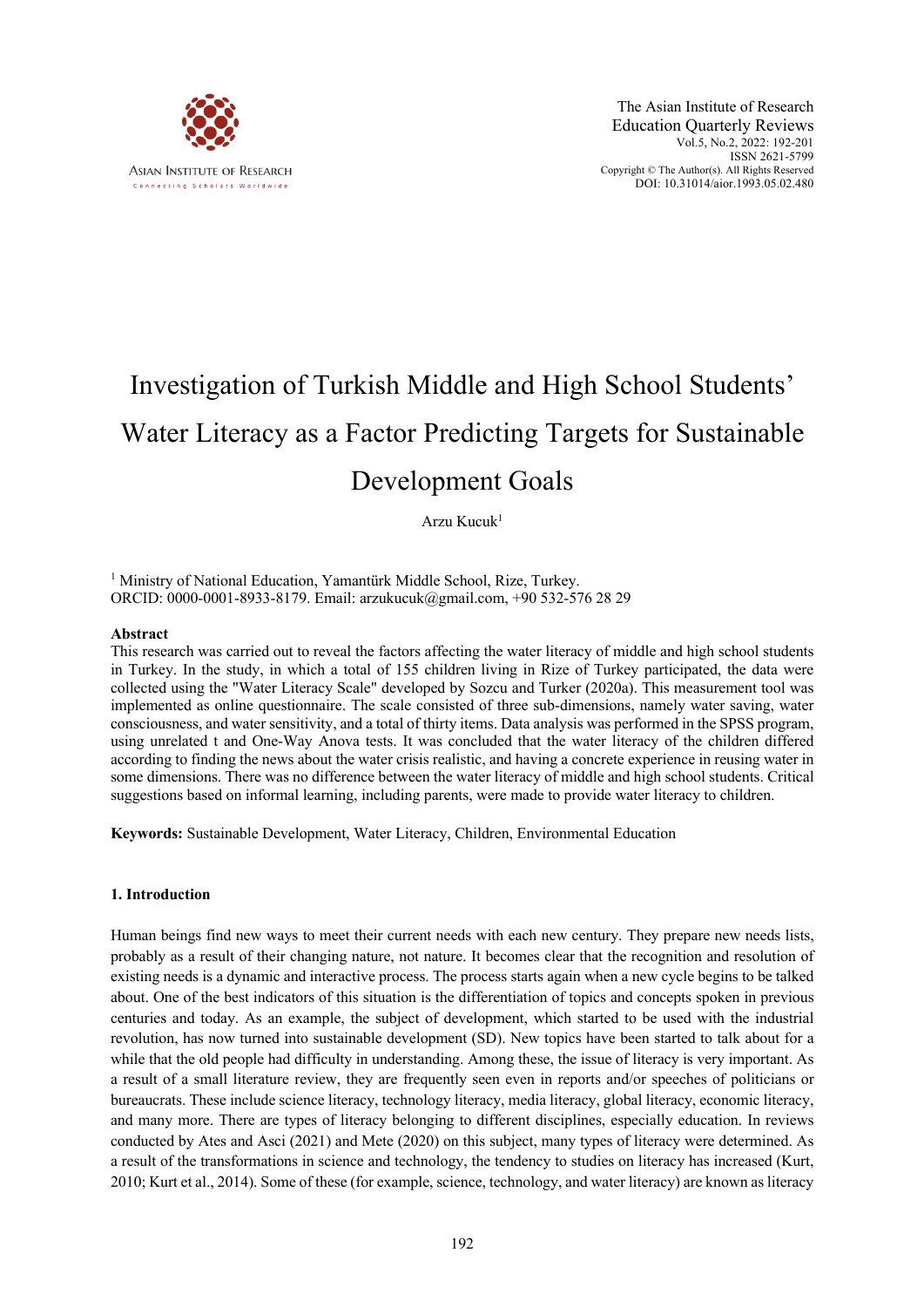# Investigation of Turkish Middle and High School Students' Water Literacy as a Factor Predicting Targets for Sustainable Development Goals

Arzu Kucuk[1]

[1] Ministry of National Education, Yamantürk Middle School, Rize, Turkey. ORCID: 0000-0001-8933-8179. Email: arzukucuk@gmail.com, +90 532-576 28 29

## Abstract

This research was carried out to reveal the factors affecting the water literacy of middle and high school students in Turkey. In the study, in which a total of 155 children living in Rize of Turkey participated, the data were collected using the "Water Literacy Scale" developed by Sozcu and Turker (2020a). This measurement tool was implemented as online questionnaire. The scale consisted of three sub-dimensions, namely water saving, water consciousness, and water sensitivity, and a total of thirty items. Data analysis was performed in the SPSS program, using unrelated t and One-Way Anova tests. It was concluded that the water literacy of the children differed according to finding the news about the water crisis realistic, and having a concrete experience in reusing water in some dimensions. There was no difference between the water literacy of middle and high school students. Critical suggestions based on informal learning, including parents, were made to provide water literacy to children.

**Keywords:** Sustainable Development, Water Literacy, Children, Environmental Education

## 1. Introduction

Human beings find new ways to meet their current needs with each new century. They prepare new needs lists, probably as a result of their changing nature, not nature. It becomes clear that the recognition and resolution of existing needs is a dynamic and interactive process. The process starts again when a new cycle begins to be talked about. One of the best indicators of this situation is the differentiation of topics and concepts spoken in previous centuries and today. As an example, the subject of development, which started to be used with the industrial revolution, has now turned into sustainable development (SD). New topics have been started to talk about for a while that the old people had difficulty in understanding. Among these, the issue of literacy is very important. As a result of a small literature review, they are frequently seen even in reports and/or speeches of politicians or bureaucrats. These include science literacy, technology literacy, media literacy, global literacy, economic literacy, and many more. There are types of literacy belonging to different disciplines, especially education. In reviews conducted by Ates and Asci (2021) and Mete (2020) on this subject, many types of literacy were determined. As a result of the transformations in science and technology, the tendency to studies on literacy has increased (Kurt, 2010; Kurt et al., 2014). Some of these (for example, science, technology, and water literacy) are known as literacy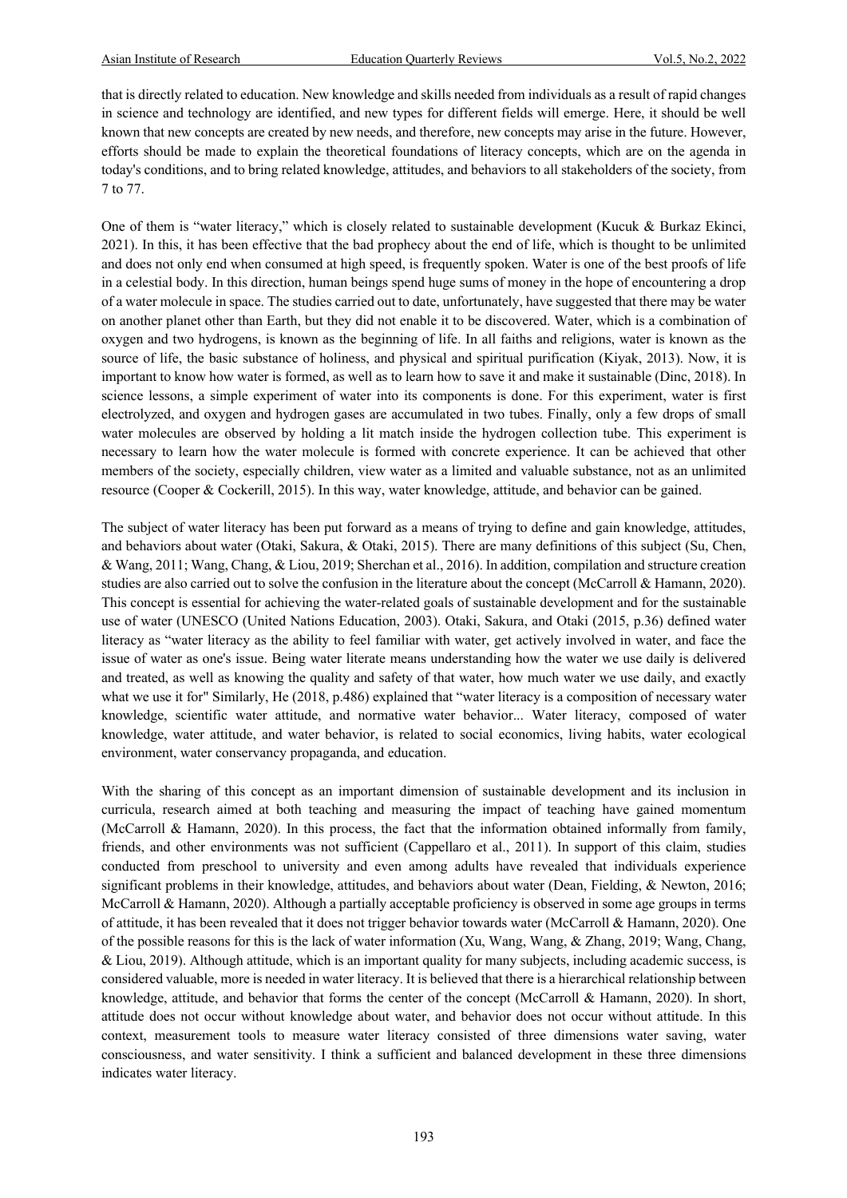that is directly related to education. New knowledge and skills needed from individuals as a result of rapid changes in science and technology are identified, and new types for different fields will emerge. Here, it should be well known that new concepts are created by new needs, and therefore, new concepts may arise in the future. However, efforts should be made to explain the theoretical foundations of literacy concepts, which are on the agenda in today's conditions, and to bring related knowledge, attitudes, and behaviors to all stakeholders of the society, from 7 to 77.

One of them is "water literacy," which is closely related to sustainable development (Kucuk & Burkaz Ekinci, 2021). In this, it has been effective that the bad prophecy about the end of life, which is thought to be unlimited and does not only end when consumed at high speed, is frequently spoken. Water is one of the best proofs of life in a celestial body. In this direction, human beings spend huge sums of money in the hope of encountering a drop of a water molecule in space. The studies carried out to date, unfortunately, have suggested that there may be water on another planet other than Earth, but they did not enable it to be discovered. Water, which is a combination of oxygen and two hydrogens, is known as the beginning of life. In all faiths and religions, water is known as the source of life, the basic substance of holiness, and physical and spiritual purification (Kiyak, 2013). Now, it is important to know how water is formed, as well as to learn how to save it and make it sustainable (Dinc, 2018). In science lessons, a simple experiment of water into its components is done. For this experiment, water is first electrolyzed, and oxygen and hydrogen gases are accumulated in two tubes. Finally, only a few drops of small water molecules are observed by holding a lit match inside the hydrogen collection tube. This experiment is necessary to learn how the water molecule is formed with concrete experience. It can be achieved that other members of the society, especially children, view water as a limited and valuable substance, not as an unlimited resource (Cooper & Cockerill, 2015). In this way, water knowledge, attitude, and behavior can be gained.

The subject of water literacy has been put forward as a means of trying to define and gain knowledge, attitudes, and behaviors about water (Otaki, Sakura, & Otaki, 2015). There are many definitions of this subject (Su, Chen, & Wang, 2011; Wang, Chang, & Liou, 2019; Sherchan et al., 2016). In addition, compilation and structure creation studies are also carried out to solve the confusion in the literature about the concept (McCarroll & Hamann, 2020). This concept is essential for achieving the water-related goals of sustainable development and for the sustainable use of water (UNESCO (United Nations Education, 2003). Otaki, Sakura, and Otaki (2015, p.36) defined water literacy as "water literacy as the ability to feel familiar with water, get actively involved in water, and face the issue of water as one's issue. Being water literate means understanding how the water we use daily is delivered and treated, as well as knowing the quality and safety of that water, how much water we use daily, and exactly what we use it for" Similarly, He (2018, p.486) explained that "water literacy is a composition of necessary water knowledge, scientific water attitude, and normative water behavior... Water literacy, composed of water knowledge, water attitude, and water behavior, is related to social economics, living habits, water ecological environment, water conservancy propaganda, and education.

With the sharing of this concept as an important dimension of sustainable development and its inclusion in curricula, research aimed at both teaching and measuring the impact of teaching have gained momentum (McCarroll & Hamann, 2020). In this process, the fact that the information obtained informally from family, friends, and other environments was not sufficient (Cappellaro et al., 2011). In support of this claim, studies conducted from preschool to university and even among adults have revealed that individuals experience significant problems in their knowledge, attitudes, and behaviors about water (Dean, Fielding, & Newton, 2016; McCarroll & Hamann, 2020). Although a partially acceptable proficiency is observed in some age groups in terms of attitude, it has been revealed that it does not trigger behavior towards water (McCarroll & Hamann, 2020). One of the possible reasons for this is the lack of water information (Xu, Wang, Wang, & Zhang, 2019; Wang, Chang, & Liou, 2019). Although attitude, which is an important quality for many subjects, including academic success, is considered valuable, more is needed in water literacy. It is believed that there is a hierarchical relationship between knowledge, attitude, and behavior that forms the center of the concept (McCarroll & Hamann, 2020). In short, attitude does not occur without knowledge about water, and behavior does not occur without attitude. In this context, measurement tools to measure water literacy consisted of three dimensions water saving, water consciousness, and water sensitivity. I think a sufficient and balanced development in these three dimensions indicates water literacy.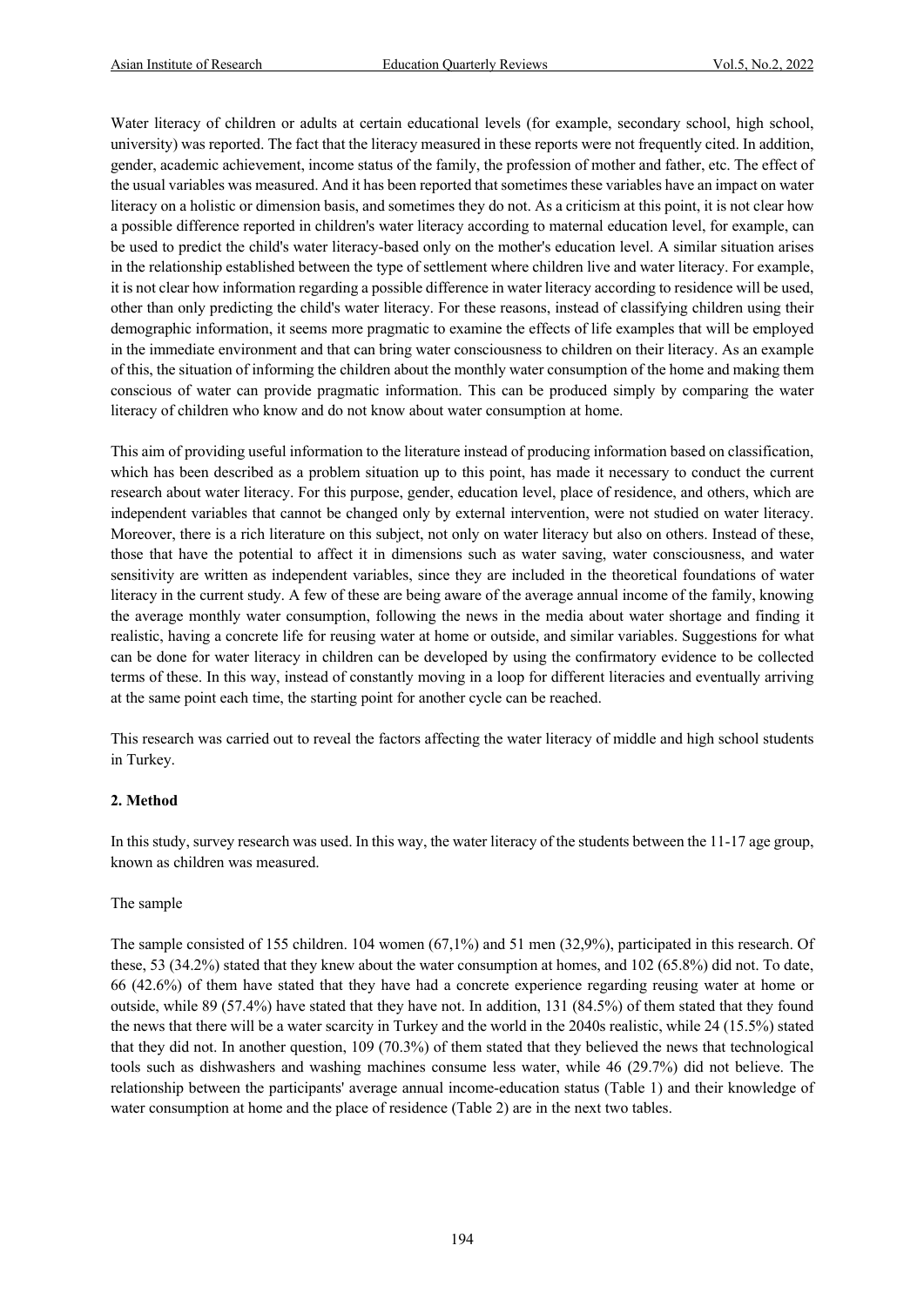Water literacy of children or adults at certain educational levels (for example, secondary school, high school, university) was reported. The fact that the literacy measured in these reports were not frequently cited. In addition, gender, academic achievement, income status of the family, the profession of mother and father, etc. The effect of the usual variables was measured. And it has been reported that sometimes these variables have an impact on water literacy on a holistic or dimension basis, and sometimes they do not. As a criticism at this point, it is not clear how a possible difference reported in children's water literacy according to maternal education level, for example, can be used to predict the child's water literacy-based only on the mother's education level. A similar situation arises in the relationship established between the type of settlement where children live and water literacy. For example, it is not clear how information regarding a possible difference in water literacy according to residence will be used, other than only predicting the child's water literacy. For these reasons, instead of classifying children using their demographic information, it seems more pragmatic to examine the effects of life examples that will be employed in the immediate environment and that can bring water consciousness to children on their literacy. As an example of this, the situation of informing the children about the monthly water consumption of the home and making them conscious of water can provide pragmatic information. This can be produced simply by comparing the water literacy of children who know and do not know about water consumption at home.

This aim of providing useful information to the literature instead of producing information based on classification, which has been described as a problem situation up to this point, has made it necessary to conduct the current research about water literacy. For this purpose, gender, education level, place of residence, and others, which are independent variables that cannot be changed only by external intervention, were not studied on water literacy. Moreover, there is a rich literature on this subject, not only on water literacy but also on others. Instead of these, those that have the potential to affect it in dimensions such as water saving, water consciousness, and water sensitivity are written as independent variables, since they are included in the theoretical foundations of water literacy in the current study. A few of these are being aware of the average annual income of the family, knowing the average monthly water consumption, following the news in the media about water shortage and finding it realistic, having a concrete life for reusing water at home or outside, and similar variables. Suggestions for what can be done for water literacy in children can be developed by using the confirmatory evidence to be collected terms of these. In this way, instead of constantly moving in a loop for different literacies and eventually arriving at the same point each time, the starting point for another cycle can be reached.

This research was carried out to reveal the factors affecting the water literacy of middle and high school students in Turkey.

## 2. Method

In this study, survey research was used. In this way, the water literacy of the students between the 11-17 age group, known as children was measured.

The sample

The sample consisted of 155 children. 104 women (67,1%) and 51 men (32,9%), participated in this research. Of these, 53 (34.2%) stated that they knew about the water consumption at homes, and 102 (65.8%) did not. To date, 66 (42.6%) of them have stated that they have had a concrete experience regarding reusing water at home or outside, while 89 (57.4%) have stated that they have not. In addition, 131 (84.5%) of them stated that they found the news that there will be a water scarcity in Turkey and the world in the 2040s realistic, while 24 (15.5%) stated that they did not. In another question, 109 (70.3%) of them stated that they believed the news that technological tools such as dishwashers and washing machines consume less water, while 46 (29.7%) did not believe. The relationship between the participants' average annual income-education status (Table 1) and their knowledge of water consumption at home and the place of residence (Table 2) are in the next two tables.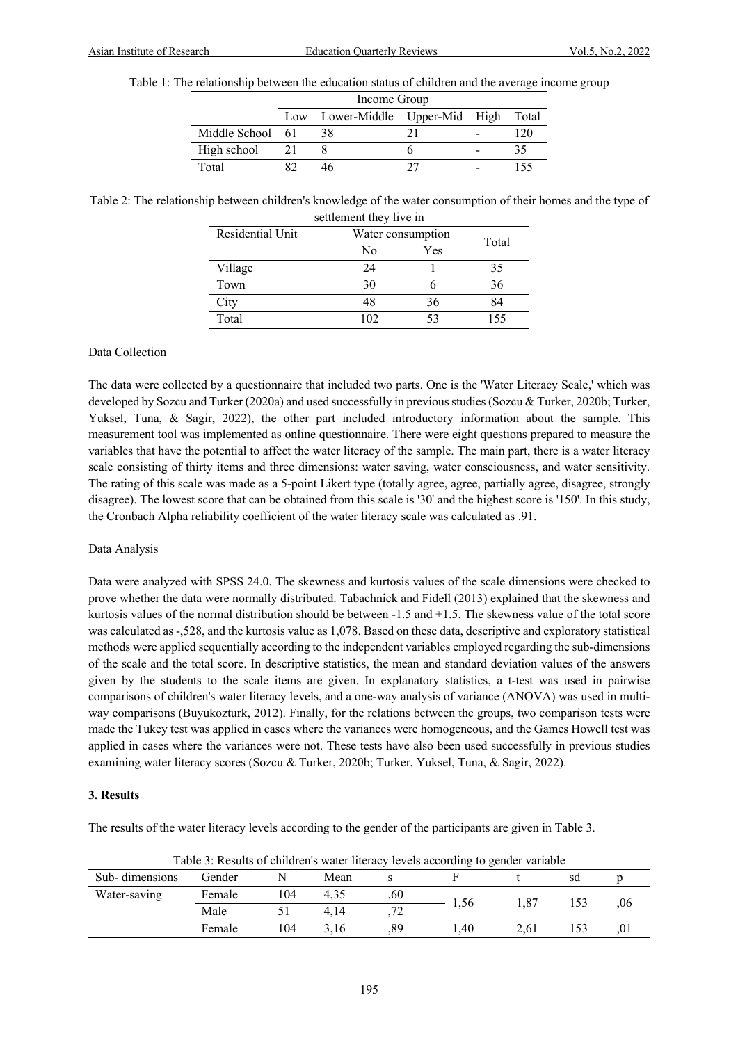Table 1: The relationship between the education status of children and the average income group

| | Income Group | | | | |
|---|---|---|---|---|---|
| | Low | Lower-Middle | Upper-Mid | High | Total |
| Middle School | 61 | 38 | 21 | - | 120 |
| High school | 21 | 8 | 6 | - | 35 |
| Total | 82 | 46 | 27 | - | 155 |

Table 2: The relationship between children's knowledge of the water consumption of their homes and the type of settlement they live in

| Residential Unit | Water consumption | | Total |
|---|---|---|---|
| | No | Yes | |
| Village | 24 | 1 | 35 |
| Town | 30 | 6 | 36 |
| City | 48 | 36 | 84 |
| Total | 102 | 53 | 155 |

Data Collection

The data were collected by a questionnaire that included two parts. One is the 'Water Literacy Scale,' which was developed by Sozcu and Turker (2020a) and used successfully in previous studies (Sozcu & Turker, 2020b; Turker, Yuksel, Tuna, & Sagir, 2022), the other part included introductory information about the sample. This measurement tool was implemented as online questionnaire. There were eight questions prepared to measure the variables that have the potential to affect the water literacy of the sample. The main part, there is a water literacy scale consisting of thirty items and three dimensions: water saving, water consciousness, and water sensitivity. The rating of this scale was made as a 5-point Likert type (totally agree, agree, partially agree, disagree, strongly disagree). The lowest score that can be obtained from this scale is '30' and the highest score is '150'. In this study, the Cronbach Alpha reliability coefficient of the water literacy scale was calculated as .91.

Data Analysis

Data were analyzed with SPSS 24.0. The skewness and kurtosis values of the scale dimensions were checked to prove whether the data were normally distributed. Tabachnick and Fidell (2013) explained that the skewness and kurtosis values of the normal distribution should be between -1.5 and +1.5. The skewness value of the total score was calculated as -,528, and the kurtosis value as 1,078. Based on these data, descriptive and exploratory statistical methods were applied sequentially according to the independent variables employed regarding the sub-dimensions of the scale and the total score. In descriptive statistics, the mean and standard deviation values of the answers given by the students to the scale items are given. In explanatory statistics, a t-test was used in pairwise comparisons of children's water literacy levels, and a one-way analysis of variance (ANOVA) was used in multi-way comparisons (Buyukozturk, 2012). Finally, for the relations between the groups, two comparison tests were made the Tukey test was applied in cases where the variances were homogeneous, and the Games Howell test was applied in cases where the variances were not. These tests have also been used successfully in previous studies examining water literacy scores (Sozcu & Turker, 2020b; Turker, Yuksel, Tuna, & Sagir, 2022).

## 3. Results

The results of the water literacy levels according to the gender of the participants are given in Table 3.

Table 3: Results of children's water literacy levels according to gender variable

| Sub- dimensions | Gender | N | Mean | s | F | t | sd | p |
|---|---|---|---|---|---|---|---|---|
| Water-saving | Female | 104 | 4,35 | ,60 | 1,56 | 1,87 | 153 | ,06 |
| | Male | 51 | 4,14 | ,72 | | | | |
| | Female | 104 | 3,16 | ,89 | 1,40 | 2,61 | 153 | ,01 |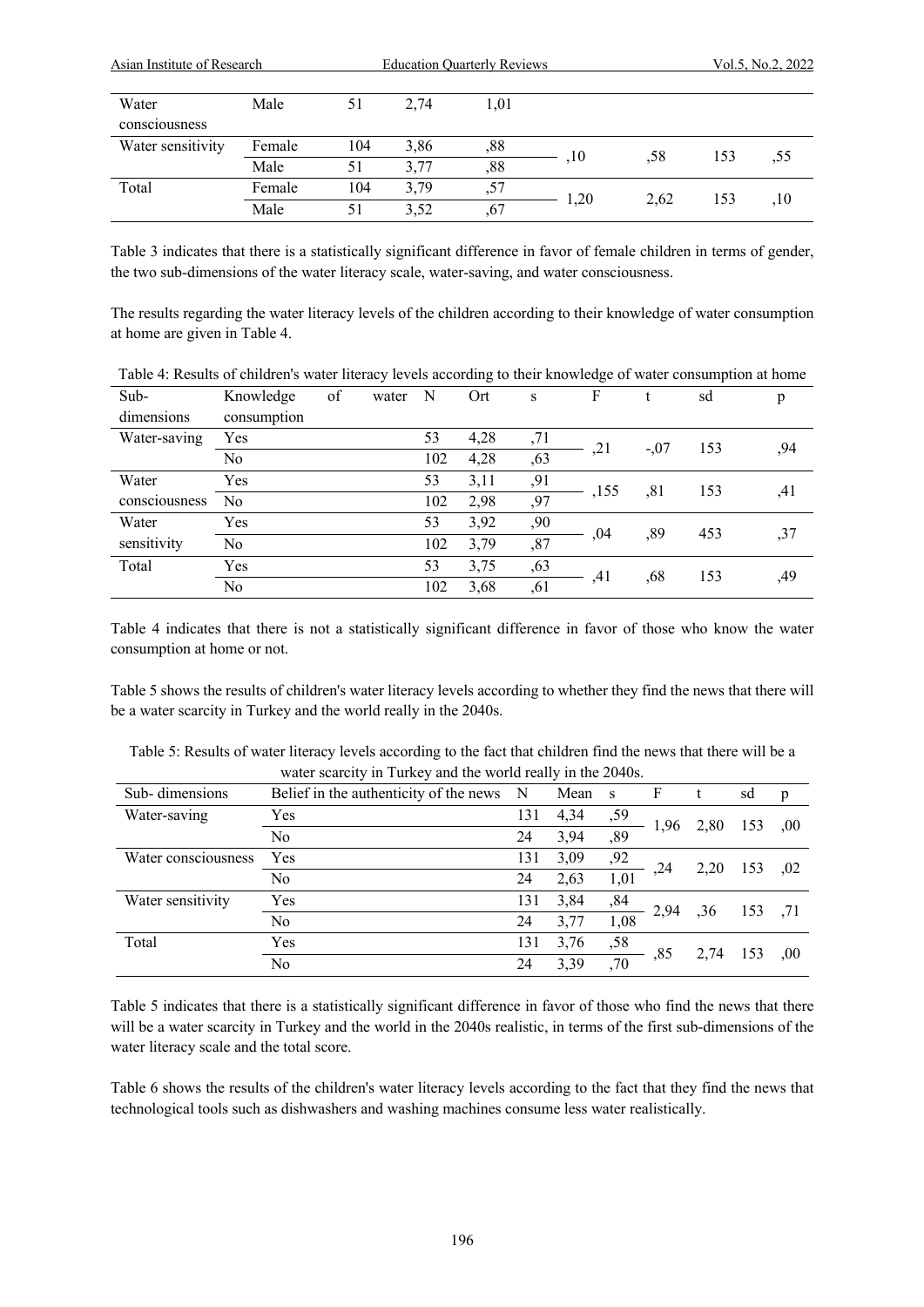| | | | | | | | | |
|---|---|---|---|---|---|---|---|---|
| Water consciousness | Male | 51 | 2,74 | 1,01 | | | | |
| Water sensitivity | Female | 104 | 3,86 | ,88 | ,10 | ,58 | 153 | ,55 |
| | Male | 51 | 3,77 | ,88 | | | | |
| Total | Female | 104 | 3,79 | ,57 | 1,20 | 2,62 | 153 | ,10 |
| | Male | 51 | 3,52 | ,67 | | | | |

Table 3 indicates that there is a statistically significant difference in favor of female children in terms of gender, the two sub-dimensions of the water literacy scale, water-saving, and water consciousness.

The results regarding the water literacy levels of the children according to their knowledge of water consumption at home are given in Table 4.

Table 4: Results of children's water literacy levels according to their knowledge of water consumption at home

| Sub-dimensions | Knowledge of water consumption | N | Ort | s | F | t | sd | p |
|---|---|---|---|---|---|---|---|---|
| Water-saving | Yes | 53 | 4,28 | ,71 | ,21 | -,07 | 153 | ,94 |
| | No | 102 | 4,28 | ,63 | | | | |
| Water consciousness | Yes | 53 | 3,11 | ,91 | ,155 | ,81 | 153 | ,41 |
| | No | 102 | 2,98 | ,97 | | | | |
| Water sensitivity | Yes | 53 | 3,92 | ,90 | ,04 | ,89 | 453 | ,37 |
| | No | 102 | 3,79 | ,87 | | | | |
| Total | Yes | 53 | 3,75 | ,63 | ,41 | ,68 | 153 | ,49 |
| | No | 102 | 3,68 | ,61 | | | | |

Table 4 indicates that there is not a statistically significant difference in favor of those who know the water consumption at home or not.

Table 5 shows the results of children's water literacy levels according to whether they find the news that there will be a water scarcity in Turkey and the world really in the 2040s.

Table 5: Results of water literacy levels according to the fact that children find the news that there will be a water scarcity in Turkey and the world really in the 2040s.

| Sub- dimensions | Belief in the authenticity of the news | N | Mean | s | F | t | sd | p |
|---|---|---|---|---|---|---|---|---|
| Water-saving | Yes | 131 | 4,34 | ,59 | 1,96 | 2,80 | 153 | ,00 |
| | No | 24 | 3,94 | ,89 | | | | |
| Water consciousness | Yes | 131 | 3,09 | ,92 | ,24 | 2,20 | 153 | ,02 |
| | No | 24 | 2,63 | 1,01 | | | | |
| Water sensitivity | Yes | 131 | 3,84 | ,84 | 2,94 | ,36 | 153 | ,71 |
| | No | 24 | 3,77 | 1,08 | | | | |
| Total | Yes | 131 | 3,76 | ,58 | ,85 | 2,74 | 153 | ,00 |
| | No | 24 | 3,39 | ,70 | | | | |

Table 5 indicates that there is a statistically significant difference in favor of those who find the news that there will be a water scarcity in Turkey and the world in the 2040s realistic, in terms of the first sub-dimensions of the water literacy scale and the total score.

Table 6 shows the results of the children's water literacy levels according to the fact that they find the news that technological tools such as dishwashers and washing machines consume less water realistically.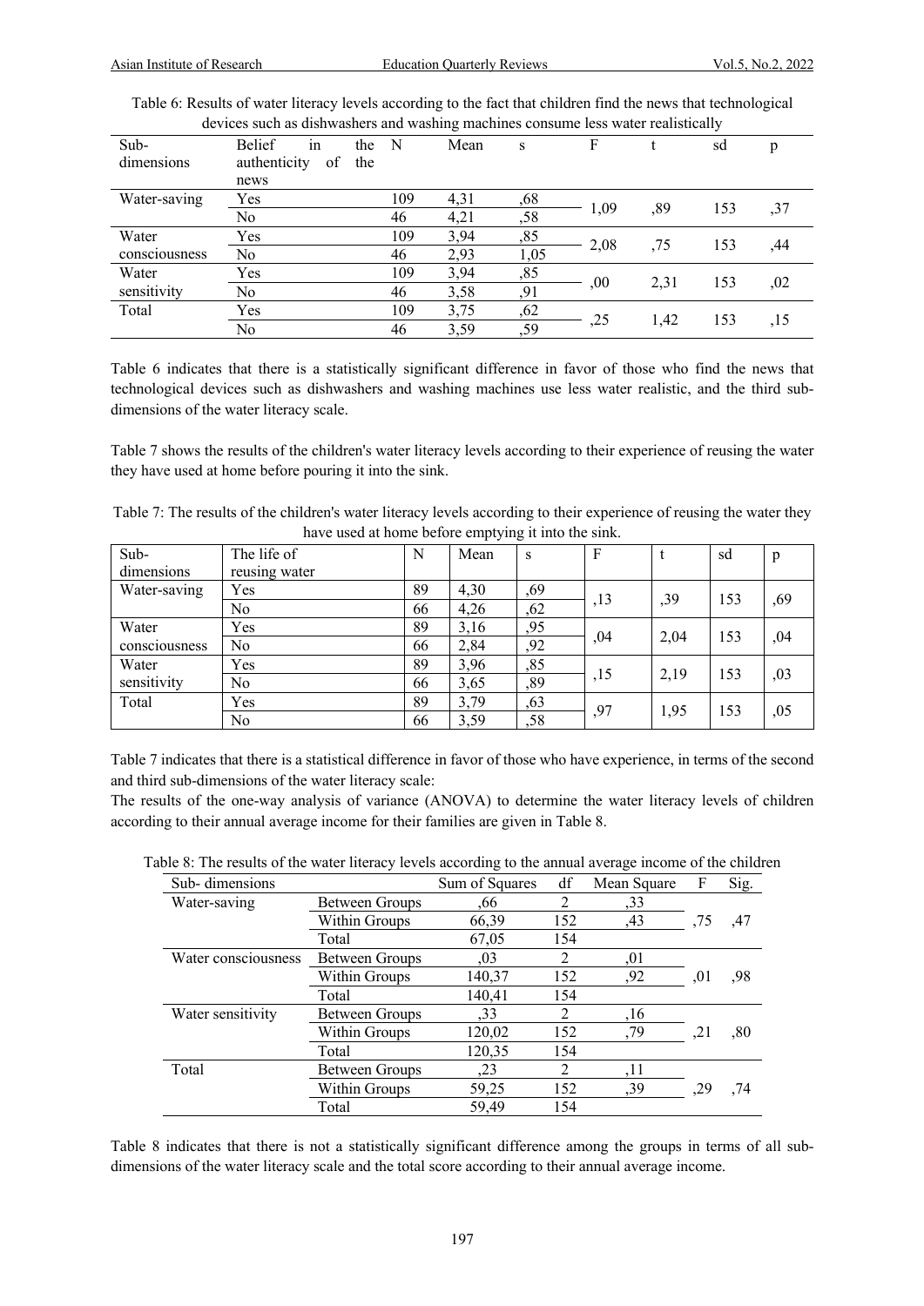Table 6: Results of water literacy levels according to the fact that children find the news that technological devices such as dishwashers and washing machines consume less water realistically

| Sub-dimensions | Belief in the authenticity of the news | N | Mean | s | F | t | sd | p |
|---|---|---|---|---|---|---|---|---|
| Water-saving | Yes | 109 | 4,31 | ,68 | 1,09 | ,89 | 153 | ,37 |
| | No | 46 | 4,21 | ,58 | | | | |
| Water consciousness | Yes | 109 | 3,94 | ,85 | 2,08 | ,75 | 153 | ,44 |
| | No | 46 | 2,93 | 1,05 | | | | |
| Water sensitivity | Yes | 109 | 3,94 | ,85 | ,00 | 2,31 | 153 | ,02 |
| | No | 46 | 3,58 | ,91 | | | | |
| Total | Yes | 109 | 3,75 | ,62 | ,25 | 1,42 | 153 | ,15 |
| | No | 46 | 3,59 | ,59 | | | | |

Table 6 indicates that there is a statistically significant difference in favor of those who find the news that technological devices such as dishwashers and washing machines use less water realistic, and the third sub-dimensions of the water literacy scale.

Table 7 shows the results of the children's water literacy levels according to their experience of reusing the water they have used at home before pouring it into the sink.

Table 7: The results of the children's water literacy levels according to their experience of reusing the water they have used at home before emptying it into the sink.

| Sub-dimensions | The life of reusing water | N | Mean | s | F | t | sd | p |
|---|---|---|---|---|---|---|---|---|
| Water-saving | Yes | 89 | 4,30 | ,69 | ,13 | ,39 | 153 | ,69 |
| | No | 66 | 4,26 | ,62 | | | | |
| Water consciousness | Yes | 89 | 3,16 | ,95 | ,04 | 2,04 | 153 | ,04 |
| | No | 66 | 2,84 | ,92 | | | | |
| Water sensitivity | Yes | 89 | 3,96 | ,85 | ,15 | 2,19 | 153 | ,03 |
| | No | 66 | 3,65 | ,89 | | | | |
| Total | Yes | 89 | 3,79 | ,63 | ,97 | 1,95 | 153 | ,05 |
| | No | 66 | 3,59 | ,58 | | | | |

Table 7 indicates that there is a statistical difference in favor of those who have experience, in terms of the second and third sub-dimensions of the water literacy scale:

The results of the one-way analysis of variance (ANOVA) to determine the water literacy levels of children according to their annual average income for their families are given in Table 8.

Table 8: The results of the water literacy levels according to the annual average income of the children

| Sub- dimensions | | Sum of Squares | df | Mean Square | F | Sig. |
|---|---|---|---|---|---|---|
| Water-saving | Between Groups | ,66 | 2 | ,33 | ,75 | ,47 |
| | Within Groups | 66,39 | 152 | ,43 | | |
| | Total | 67,05 | 154 | | | |
| Water consciousness | Between Groups | ,03 | 2 | ,01 | ,01 | ,98 |
| | Within Groups | 140,37 | 152 | ,92 | | |
| | Total | 140,41 | 154 | | | |
| Water sensitivity | Between Groups | ,33 | 2 | ,16 | ,21 | ,80 |
| | Within Groups | 120,02 | 152 | ,79 | | |
| | Total | 120,35 | 154 | | | |
| Total | Between Groups | ,23 | 2 | ,11 | ,29 | ,74 |
| | Within Groups | 59,25 | 152 | ,39 | | |
| | Total | 59,49 | 154 | | | |

Table 8 indicates that there is not a statistically significant difference among the groups in terms of all sub-dimensions of the water literacy scale and the total score according to their annual average income.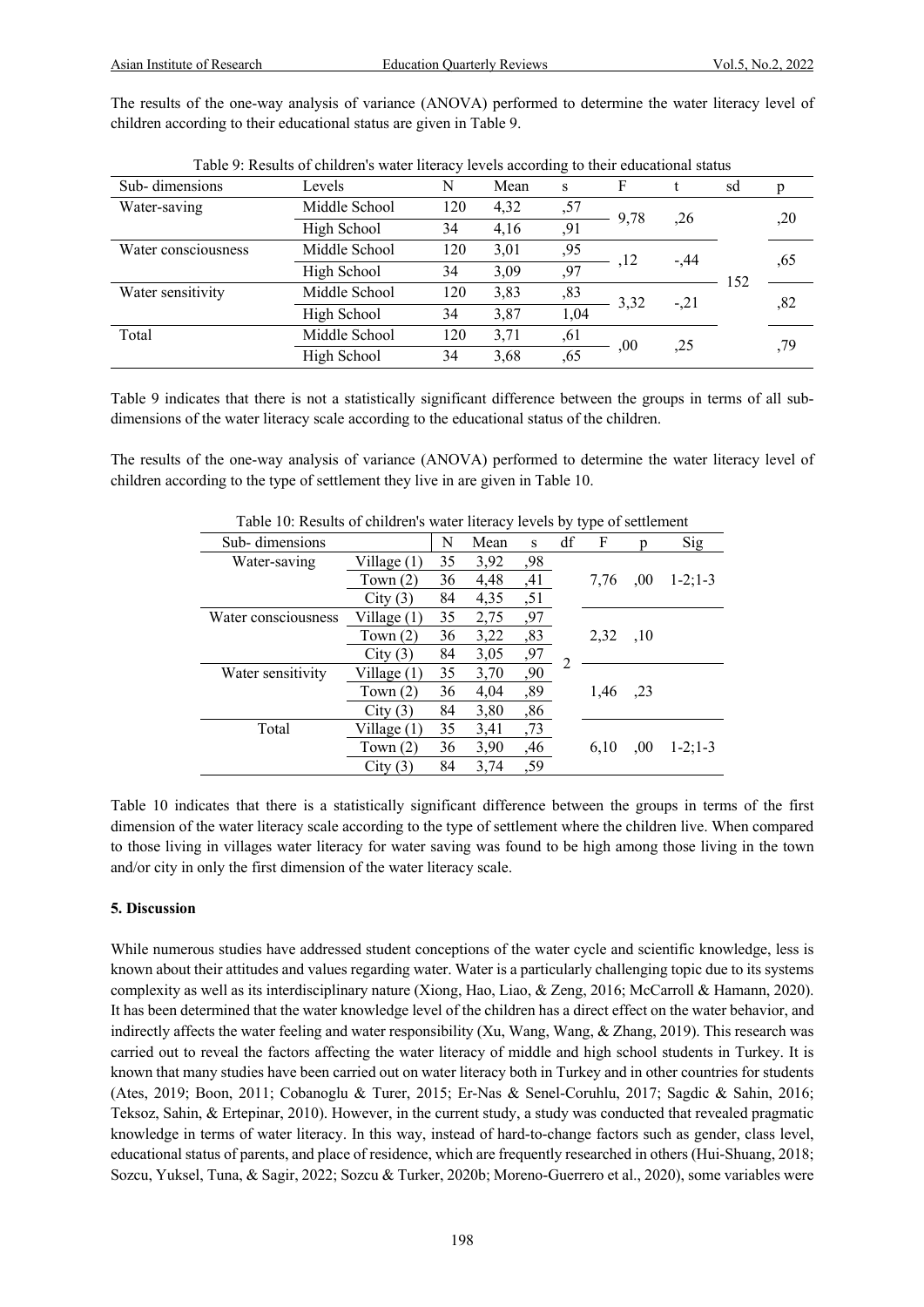The results of the one-way analysis of variance (ANOVA) performed to determine the water literacy level of children according to their educational status are given in Table 9.

Table 9: Results of children's water literacy levels according to their educational status

| Sub- dimensions | Levels | N | Mean | s | F | t | sd | p |
|---|---|---|---|---|---|---|---|---|
| Water-saving | Middle School | 120 | 4,32 | ,57 | 9,78 | ,26 | 152 | ,20 |
| | High School | 34 | 4,16 | ,91 | | | | |
| Water consciousness | Middle School | 120 | 3,01 | ,95 | ,12 | -,44 | | ,65 |
| | High School | 34 | 3,09 | ,97 | | | | |
| Water sensitivity | Middle School | 120 | 3,83 | ,83 | 3,32 | -,21 | | ,82 |
| | High School | 34 | 3,87 | 1,04 | | | | |
| Total | Middle School | 120 | 3,71 | ,61 | ,00 | ,25 | | ,79 |
| | High School | 34 | 3,68 | ,65 | | | | |

Table 9 indicates that there is not a statistically significant difference between the groups in terms of all sub-dimensions of the water literacy scale according to the educational status of the children.

The results of the one-way analysis of variance (ANOVA) performed to determine the water literacy level of children according to the type of settlement they live in are given in Table 10.

Table 10: Results of children's water literacy levels by type of settlement

| Sub- dimensions | | N | Mean | s | df | F | p | Sig |
|---|---|---|---|---|---|---|---|---|
| Water-saving | Village (1) | 35 | 3,92 | ,98 | 2 | 7,76 | ,00 | 1-2;1-3 |
| | Town (2) | 36 | 4,48 | ,41 | | | | |
| | City (3) | 84 | 4,35 | ,51 | | | | |
| Water consciousness | Village (1) | 35 | 2,75 | ,97 | | 2,32 | ,10 | |
| | Town (2) | 36 | 3,22 | ,83 | | | | |
| | City (3) | 84 | 3,05 | ,97 | | | | |
| Water sensitivity | Village (1) | 35 | 3,70 | ,90 | | 1,46 | ,23 | |
| | Town (2) | 36 | 4,04 | ,89 | | | | |
| | City (3) | 84 | 3,80 | ,86 | | | | |
| Total | Village (1) | 35 | 3,41 | ,73 | | 6,10 | ,00 | 1-2;1-3 |
| | Town (2) | 36 | 3,90 | ,46 | | | | |
| | City (3) | 84 | 3,74 | ,59 | | | | |

Table 10 indicates that there is a statistically significant difference between the groups in terms of the first dimension of the water literacy scale according to the type of settlement where the children live. When compared to those living in villages water literacy for water saving was found to be high among those living in the town and/or city in only the first dimension of the water literacy scale.

## 5. Discussion

While numerous studies have addressed student conceptions of the water cycle and scientific knowledge, less is known about their attitudes and values regarding water. Water is a particularly challenging topic due to its systems complexity as well as its interdisciplinary nature (Xiong, Hao, Liao, & Zeng, 2016; McCarroll & Hamann, 2020). It has been determined that the water knowledge level of the children has a direct effect on the water behavior, and indirectly affects the water feeling and water responsibility (Xu, Wang, Wang, & Zhang, 2019). This research was carried out to reveal the factors affecting the water literacy of middle and high school students in Turkey. It is known that many studies have been carried out on water literacy both in Turkey and in other countries for students (Ates, 2019; Boon, 2011; Cobanoglu & Turer, 2015; Er-Nas & Senel-Coruhlu, 2017; Sagdic & Sahin, 2016; Teksoz, Sahin, & Ertepinar, 2010). However, in the current study, a study was conducted that revealed pragmatic knowledge in terms of water literacy. In this way, instead of hard-to-change factors such as gender, class level, educational status of parents, and place of residence, which are frequently researched in others (Hui-Shuang, 2018; Sozcu, Yuksel, Tuna, & Sagir, 2022; Sozcu & Turker, 2020b; Moreno-Guerrero et al., 2020), some variables were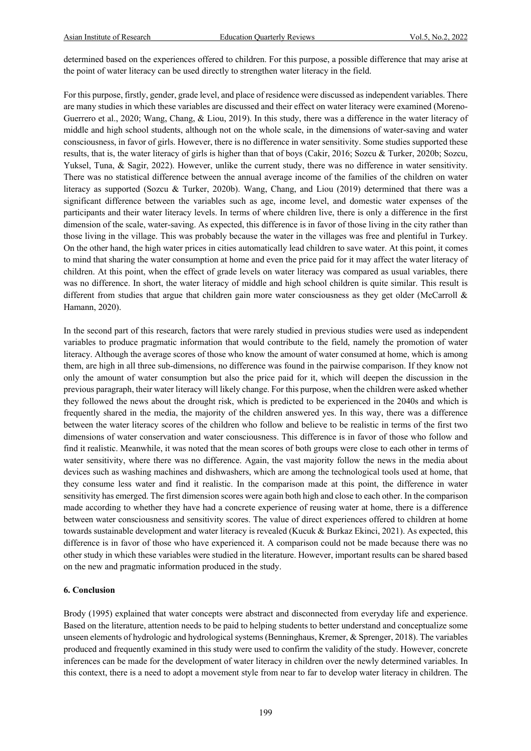determined based on the experiences offered to children. For this purpose, a possible difference that may arise at the point of water literacy can be used directly to strengthen water literacy in the field.

For this purpose, firstly, gender, grade level, and place of residence were discussed as independent variables. There are many studies in which these variables are discussed and their effect on water literacy were examined (Moreno-Guerrero et al., 2020; Wang, Chang, & Liou, 2019). In this study, there was a difference in the water literacy of middle and high school students, although not on the whole scale, in the dimensions of water-saving and water consciousness, in favor of girls. However, there is no difference in water sensitivity. Some studies supported these results, that is, the water literacy of girls is higher than that of boys (Cakir, 2016; Sozcu & Turker, 2020b; Sozcu, Yuksel, Tuna, & Sagir, 2022). However, unlike the current study, there was no difference in water sensitivity. There was no statistical difference between the annual average income of the families of the children on water literacy as supported (Sozcu & Turker, 2020b). Wang, Chang, and Liou (2019) determined that there was a significant difference between the variables such as age, income level, and domestic water expenses of the participants and their water literacy levels. In terms of where children live, there is only a difference in the first dimension of the scale, water-saving. As expected, this difference is in favor of those living in the city rather than those living in the village. This was probably because the water in the villages was free and plentiful in Turkey. On the other hand, the high water prices in cities automatically lead children to save water. At this point, it comes to mind that sharing the water consumption at home and even the price paid for it may affect the water literacy of children. At this point, when the effect of grade levels on water literacy was compared as usual variables, there was no difference. In short, the water literacy of middle and high school children is quite similar. This result is different from studies that argue that children gain more water consciousness as they get older (McCarroll & Hamann, 2020).

In the second part of this research, factors that were rarely studied in previous studies were used as independent variables to produce pragmatic information that would contribute to the field, namely the promotion of water literacy. Although the average scores of those who know the amount of water consumed at home, which is among them, are high in all three sub-dimensions, no difference was found in the pairwise comparison. If they know not only the amount of water consumption but also the price paid for it, which will deepen the discussion in the previous paragraph, their water literacy will likely change. For this purpose, when the children were asked whether they followed the news about the drought risk, which is predicted to be experienced in the 2040s and which is frequently shared in the media, the majority of the children answered yes. In this way, there was a difference between the water literacy scores of the children who follow and believe to be realistic in terms of the first two dimensions of water conservation and water consciousness. This difference is in favor of those who follow and find it realistic. Meanwhile, it was noted that the mean scores of both groups were close to each other in terms of water sensitivity, where there was no difference. Again, the vast majority follow the news in the media about devices such as washing machines and dishwashers, which are among the technological tools used at home, that they consume less water and find it realistic. In the comparison made at this point, the difference in water sensitivity has emerged. The first dimension scores were again both high and close to each other. In the comparison made according to whether they have had a concrete experience of reusing water at home, there is a difference between water consciousness and sensitivity scores. The value of direct experiences offered to children at home towards sustainable development and water literacy is revealed (Kucuk & Burkaz Ekinci, 2021). As expected, this difference is in favor of those who have experienced it. A comparison could not be made because there was no other study in which these variables were studied in the literature. However, important results can be shared based on the new and pragmatic information produced in the study.

## 6. Conclusion

Brody (1995) explained that water concepts were abstract and disconnected from everyday life and experience. Based on the literature, attention needs to be paid to helping students to better understand and conceptualize some unseen elements of hydrologic and hydrological systems (Benninghaus, Kremer, & Sprenger, 2018). The variables produced and frequently examined in this study were used to confirm the validity of the study. However, concrete inferences can be made for the development of water literacy in children over the newly determined variables. In this context, there is a need to adopt a movement style from near to far to develop water literacy in children. The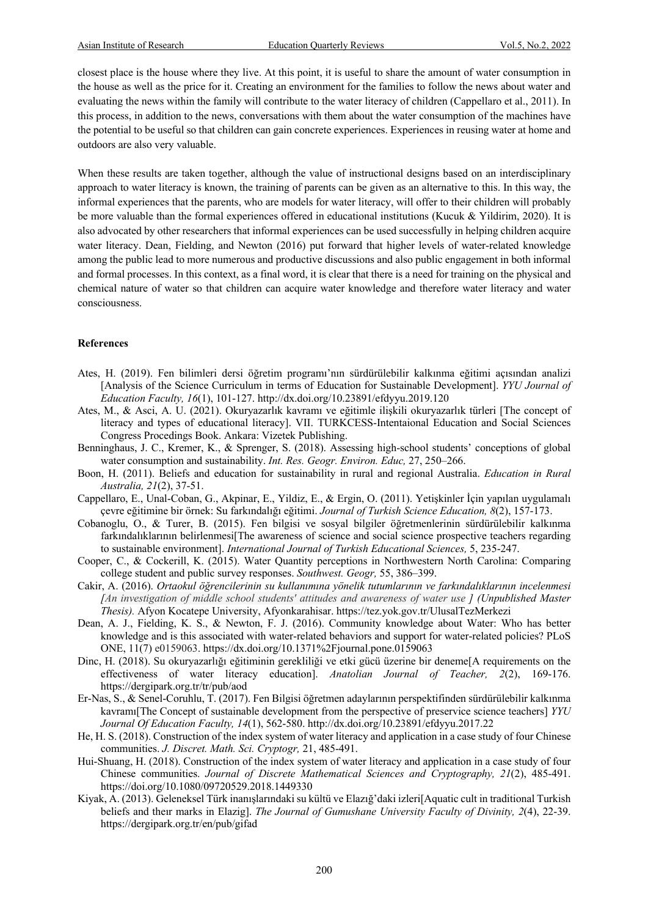closest place is the house where they live. At this point, it is useful to share the amount of water consumption in the house as well as the price for it. Creating an environment for the families to follow the news about water and evaluating the news within the family will contribute to the water literacy of children (Cappellaro et al., 2011). In this process, in addition to the news, conversations with them about the water consumption of the machines have the potential to be useful so that children can gain concrete experiences. Experiences in reusing water at home and outdoors are also very valuable.

When these results are taken together, although the value of instructional designs based on an interdisciplinary approach to water literacy is known, the training of parents can be given as an alternative to this. In this way, the informal experiences that the parents, who are models for water literacy, will offer to their children will probably be more valuable than the formal experiences offered in educational institutions (Kucuk & Yildirim, 2020). It is also advocated by other researchers that informal experiences can be used successfully in helping children acquire water literacy. Dean, Fielding, and Newton (2016) put forward that higher levels of water-related knowledge among the public lead to more numerous and productive discussions and also public engagement in both informal and formal processes. In this context, as a final word, it is clear that there is a need for training on the physical and chemical nature of water so that children can acquire water knowledge and therefore water literacy and water consciousness.

**References**

Ates, H. (2019). Fen bilimleri dersi öğretim programı'nın sürdürülebilir kalkınma eğitimi açısından analizi [Analysis of the Science Curriculum in terms of Education for Sustainable Development]. *YYU Journal of Education Faculty, 16*(1), 101-127. http://dx.doi.org/10.23891/efdyyu.2019.120

Ates, M., & Asci, A. U. (2021). Okuryazarlık kavramı ve eğitimle ilişkili okuryazarlık türleri [The concept of literacy and types of educational literacy]. VII. TURKCESS-Intentaional Education and Social Sciences Congress Procedings Book. Ankara: Vizetek Publishing.

Benninghaus, J. C., Kremer, K., & Sprenger, S. (2018). Assessing high-school students' conceptions of global water consumption and sustainability. *Int. Res. Geogr. Environ. Educ,* 27, 250–266.

Boon, H. (2011). Beliefs and education for sustainability in rural and regional Australia. *Education in Rural Australia, 21*(2), 37-51.

Cappellaro, E., Unal-Coban, G., Akpinar, E., Yildiz, E., & Ergin, O. (2011). Yetişkinler İçin yapılan uygulamalı çevre eğitimine bir örnek: Su farkındalığı eğitimi. *Journal of Turkish Science Education, 8*(2), 157-173.

Cobanoglu, O., & Turer, B. (2015). Fen bilgisi ve sosyal bilgiler öğretmenlerinin sürdürülebilir kalkınma farkındalıklarının belirlenmesi[The awareness of science and social science prospective teachers regarding to sustainable environment]. *International Journal of Turkish Educational Sciences,* 5, 235-247.

Cooper, C., & Cockerill, K. (2015). Water Quantity perceptions in Northwestern North Carolina: Comparing college student and public survey responses. *Southwest. Geogr,* 55, 386–399.

Cakir, A. (2016). *Ortaokul öğrencilerinin su kullanımına yönelik tutumlarının ve farkındalıklarının incelenmesi [An investigation of middle school students' attitudes and awareness of water use ] (Unpublished Master Thesis).* Afyon Kocatepe University, Afyonkarahisar. https://tez.yok.gov.tr/UlusalTezMerkezi

Dean, A. J., Fielding, K. S., & Newton, F. J. (2016). Community knowledge about Water: Who has better knowledge and is this associated with water-related behaviors and support for water-related policies? PLoS ONE, 11(7) e0159063. https://dx.doi.org/10.1371%2Fjournal.pone.0159063

Dinc, H. (2018). Su okuryazarlığı eğitiminin gerekliliği ve etki gücü üzerine bir deneme[A requirements on the effectiveness of water literacy education]. *Anatolian Journal of Teacher, 2*(2), 169-176. https://dergipark.org.tr/tr/pub/aod

Er-Nas, S., & Senel-Coruhlu, T. (2017). Fen Bilgisi öğretmen adaylarının perspektifinden sürdürülebilir kalkınma kavramı[The Concept of sustainable development from the perspective of preservice science teachers] *YYU Journal Of Education Faculty, 14*(1), 562-580. http://dx.doi.org/10.23891/efdyyu.2017.22

He, H. S. (2018). Construction of the index system of water literacy and application in a case study of four Chinese communities. *J. Discret. Math. Sci. Cryptogr,* 21, 485-491.

Hui-Shuang, H. (2018). Construction of the index system of water literacy and application in a case study of four Chinese communities. *Journal of Discrete Mathematical Sciences and Cryptography, 21*(2), 485-491. https://doi.org/10.1080/09720529.2018.1449330

Kiyak, A. (2013). Geleneksel Türk inanışlarındaki su kültü ve Elazığ'daki izleri[Aquatic cult in traditional Turkish beliefs and theır marks in Elazig]. *The Journal of Gumushane University Faculty of Divinity, 2*(4), 22-39. https://dergipark.org.tr/en/pub/gifad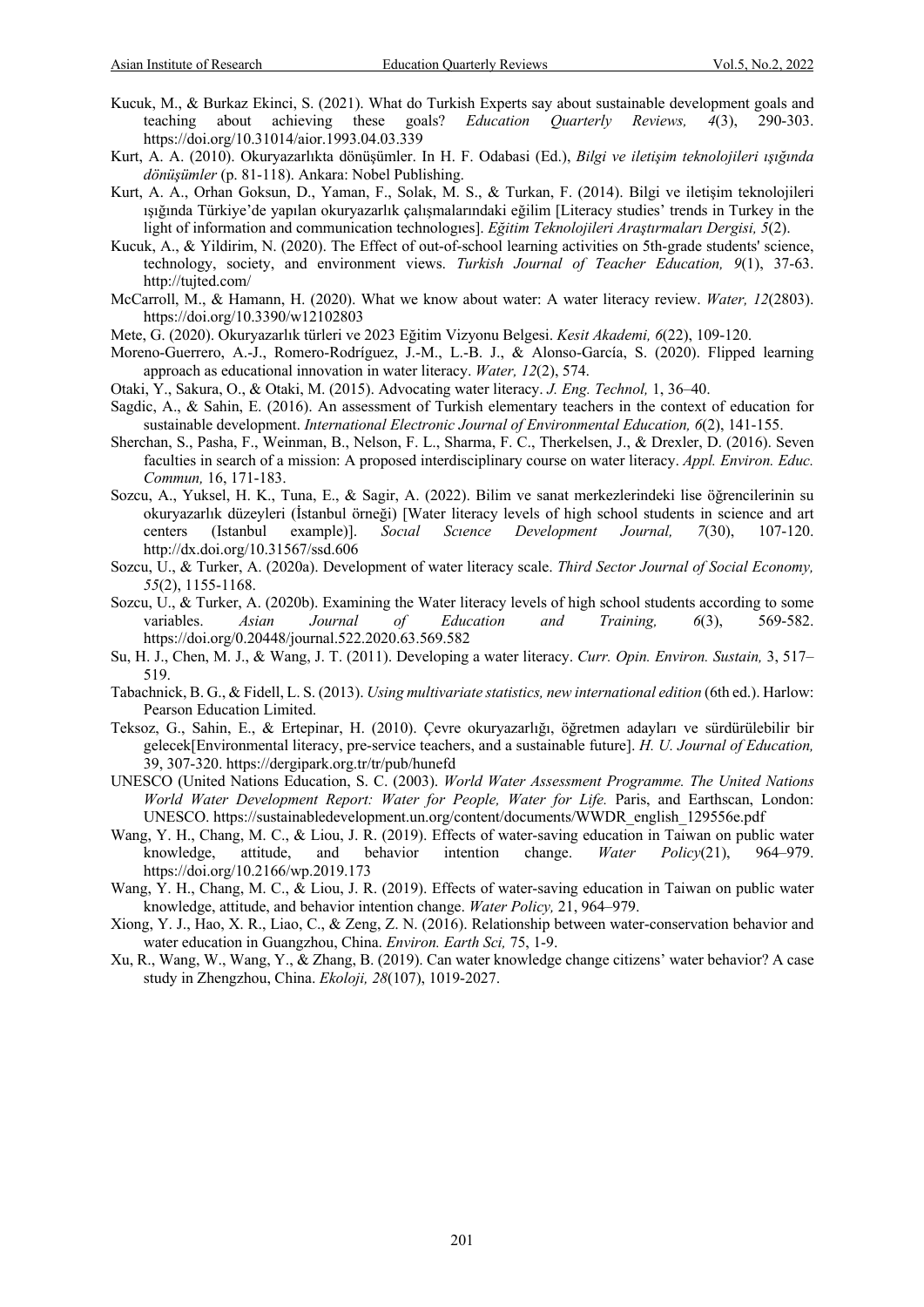Kucuk, M., & Burkaz Ekinci, S. (2021). What do Turkish Experts say about sustainable development goals and teaching about achieving these goals? *Education Quarterly Reviews, 4*(3), 290-303. https://doi.org/10.31014/aior.1993.04.03.339

Kurt, A. A. (2010). Okuryazarlıkta dönüşümler. In H. F. Odabasi (Ed.), *Bilgi ve iletişim teknolojileri ışığında dönüşümler* (p. 81-118). Ankara: Nobel Publishing.

Kurt, A. A., Orhan Goksun, D., Yaman, F., Solak, M. S., & Turkan, F. (2014). Bilgi ve iletişim teknolojileri ışığında Türkiye'de yapılan okuryazarlık çalışmalarındaki eğilim [Literacy studies' trends in Turkey in the light of information and communication technologıes]. *Eğitim Teknolojileri Araştırmaları Dergisi, 5*(2).

Kucuk, A., & Yildirim, N. (2020). The Effect of out-of-school learning activities on 5th-grade students' science, technology, society, and environment views. *Turkish Journal of Teacher Education, 9*(1), 37-63. http://tujted.com/

McCarroll, M., & Hamann, H. (2020). What we know about water: A water literacy review. *Water, 12*(2803). https://doi.org/10.3390/w12102803

Mete, G. (2020). Okuryazarlık türleri ve 2023 Eğitim Vizyonu Belgesi. *Kesit Akademi, 6*(22), 109-120.

Moreno-Guerrero, A.-J., Romero-Rodríguez, J.-M., L.-B. J., & Alonso-García, S. (2020). Flipped learning approach as educational innovation in water literacy. *Water, 12*(2), 574.

Otaki, Y., Sakura, O., & Otaki, M. (2015). Advocating water literacy. *J. Eng. Technol,* 1, 36–40.

Sagdic, A., & Sahin, E. (2016). An assessment of Turkish elementary teachers in the context of education for sustainable development. *International Electronic Journal of Environmental Education, 6*(2), 141-155.

Sherchan, S., Pasha, F., Weinman, B., Nelson, F. L., Sharma, F. C., Therkelsen, J., & Drexler, D. (2016). Seven faculties in search of a mission: A proposed interdisciplinary course on water literacy. *Appl. Environ. Educ. Commun,* 16, 171-183.

Sozcu, A., Yuksel, H. K., Tuna, E., & Sagir, A. (2022). Bilim ve sanat merkezlerindeki lise öğrencilerinin su okuryazarlık düzeyleri (İstanbul örneği) [Water literacy levels of high school students in science and art centers (Istanbul example)]. *Socıal Scıence Development Journal, 7*(30), 107-120. http://dx.doi.org/10.31567/ssd.606

Sozcu, U., & Turker, A. (2020a). Development of water literacy scale. *Third Sector Journal of Social Economy, 55*(2), 1155-1168.

Sozcu, U., & Turker, A. (2020b). Examining the Water literacy levels of high school students according to some variables. *Asian Journal of Education and Training, 6*(3), 569-582. https://doi.org/0.20448/journal.522.2020.63.569.582

Su, H. J., Chen, M. J., & Wang, J. T. (2011). Developing a water literacy. *Curr. Opin. Environ. Sustain,* 3, 517–519.

Tabachnick, B. G., & Fidell, L. S. (2013). *Using multivariate statistics, new international edition* (6th ed.). Harlow: Pearson Education Limited.

Teksoz, G., Sahin, E., & Ertepinar, H. (2010). Çevre okuryazarlığı, öğretmen adayları ve sürdürülebilir bir gelecek[Environmental literacy, pre-service teachers, and a sustainable future]. *H. U. Journal of Education,* 39, 307-320. https://dergipark.org.tr/tr/pub/hunefd

UNESCO (United Nations Education, S. C. (2003). *World Water Assessment Programme. The United Nations World Water Development Report: Water for People, Water for Life.* Paris, and Earthscan, London: UNESCO. https://sustainabledevelopment.un.org/content/documents/WWDR_english_129556e.pdf

Wang, Y. H., Chang, M. C., & Liou, J. R. (2019). Effects of water-saving education in Taiwan on public water knowledge, attitude, and behavior intention change. *Water Policy*(21), 964–979. https://doi.org/10.2166/wp.2019.173

Wang, Y. H., Chang, M. C., & Liou, J. R. (2019). Effects of water-saving education in Taiwan on public water knowledge, attitude, and behavior intention change. *Water Policy,* 21, 964–979.

Xiong, Y. J., Hao, X. R., Liao, C., & Zeng, Z. N. (2016). Relationship between water-conservation behavior and water education in Guangzhou, China. *Environ. Earth Sci,* 75, 1-9.

Xu, R., Wang, W., Wang, Y., & Zhang, B. (2019). Can water knowledge change citizens' water behavior? A case study in Zhengzhou, China. *Ekoloji, 28*(107), 1019-2027.